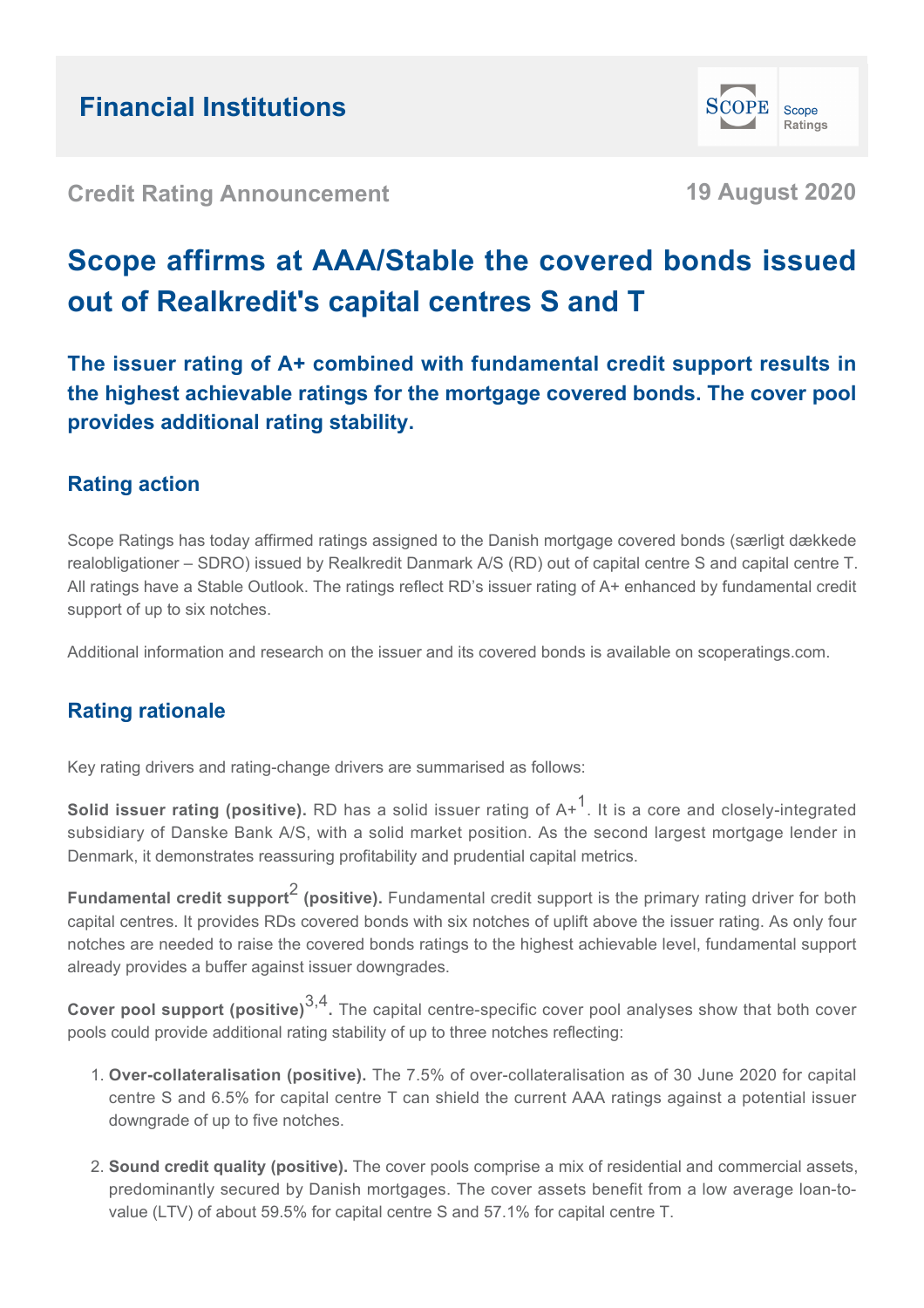Financial Institutions

Credit Rating Announcement

19 August 2020

# Scope affirms at AAA/Stable the covered bonds issued out of Realkredit's capital centres S and T

**The issuer rating of A+ combined with fundamental credit support results in the highest achievable ratings for the mortgage covered bonds. The cover pool provides additional rating stability.**

## Rating action

Scope Ratings has today affirmed ratings assigned to the Danish mortgage covered bonds (særligt dækkede realobligationer – SDRO) issued by Realkredit Danmark A/S (RD) out of capital centre S and capital centre T. All ratings have a Stable Outlook. The ratings reflect RD's issuer rating of A+ enhanced by fundamental credit support of up to six notches.

Additional information and research on the issuer and its covered bonds is available on scoperatings.com.

## Rating rationale

Key rating drivers and rating-change drivers are summarised as follows:

**Solid issuer rating (positive).** RD has a solid issuer rating of A+[1]. It is a core and closely-integrated subsidiary of Danske Bank A/S, with a solid market position. As the second largest mortgage lender in Denmark, it demonstrates reassuring profitability and prudential capital metrics.

**Fundamental credit support[2] (positive).** Fundamental credit support is the primary rating driver for both capital centres. It provides RDs covered bonds with six notches of uplift above the issuer rating. As only four notches are needed to raise the covered bonds ratings to the highest achievable level, fundamental support already provides a buffer against issuer downgrades.

**Cover pool support (positive)[3,4].** The capital centre-specific cover pool analyses show that both cover pools could provide additional rating stability of up to three notches reflecting:

1. **Over-collateralisation (positive).** The 7.5% of over-collateralisation as of 30 June 2020 for capital centre S and 6.5% for capital centre T can shield the current AAA ratings against a potential issuer downgrade of up to five notches.
2. **Sound credit quality (positive).** The cover pools comprise a mix of residential and commercial assets, predominantly secured by Danish mortgages. The cover assets benefit from a low average loan-to-value (LTV) of about 59.5% for capital centre S and 57.1% for capital centre T.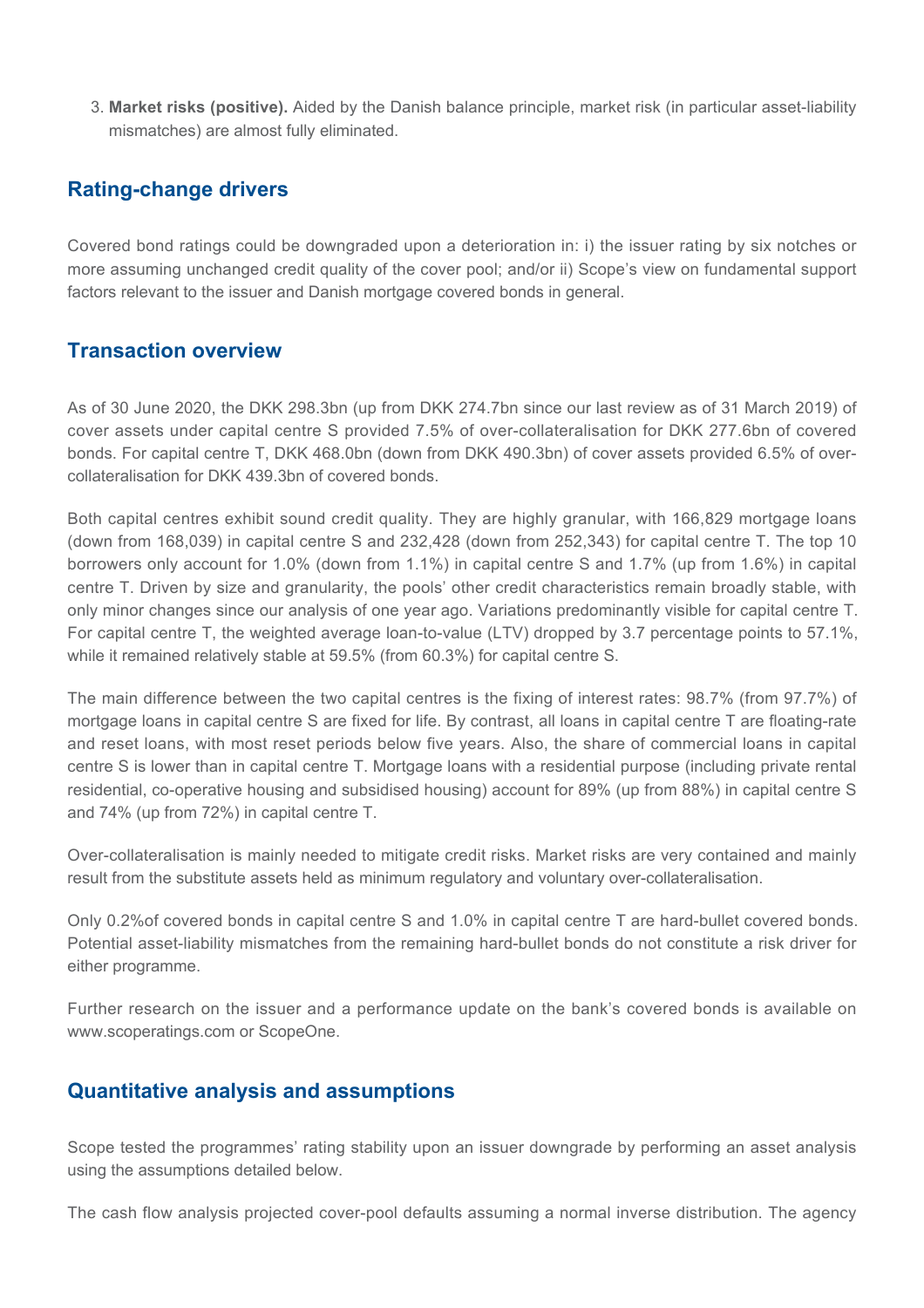3. **Market risks (positive).** Aided by the Danish balance principle, market risk (in particular asset-liability mismatches) are almost fully eliminated.

## Rating-change drivers

Covered bond ratings could be downgraded upon a deterioration in: i) the issuer rating by six notches or more assuming unchanged credit quality of the cover pool; and/or ii) Scope's view on fundamental support factors relevant to the issuer and Danish mortgage covered bonds in general.

## Transaction overview

As of 30 June 2020, the DKK 298.3bn (up from DKK 274.7bn since our last review as of 31 March 2019) of cover assets under capital centre S provided 7.5% of over-collateralisation for DKK 277.6bn of covered bonds. For capital centre T, DKK 468.0bn (down from DKK 490.3bn) of cover assets provided 6.5% of over-collateralisation for DKK 439.3bn of covered bonds.

Both capital centres exhibit sound credit quality. They are highly granular, with 166,829 mortgage loans (down from 168,039) in capital centre S and 232,428 (down from 252,343) for capital centre T. The top 10 borrowers only account for 1.0% (down from 1.1%) in capital centre S and 1.7% (up from 1.6%) in capital centre T. Driven by size and granularity, the pools' other credit characteristics remain broadly stable, with only minor changes since our analysis of one year ago. Variations predominantly visible for capital centre T. For capital centre T, the weighted average loan-to-value (LTV) dropped by 3.7 percentage points to 57.1%, while it remained relatively stable at 59.5% (from 60.3%) for capital centre S.

The main difference between the two capital centres is the fixing of interest rates: 98.7% (from 97.7%) of mortgage loans in capital centre S are fixed for life. By contrast, all loans in capital centre T are floating-rate and reset loans, with most reset periods below five years. Also, the share of commercial loans in capital centre S is lower than in capital centre T. Mortgage loans with a residential purpose (including private rental residential, co-operative housing and subsidised housing) account for 89% (up from 88%) in capital centre S and 74% (up from 72%) in capital centre T.

Over-collateralisation is mainly needed to mitigate credit risks. Market risks are very contained and mainly result from the substitute assets held as minimum regulatory and voluntary over-collateralisation.

Only 0.2%of covered bonds in capital centre S and 1.0% in capital centre T are hard-bullet covered bonds. Potential asset-liability mismatches from the remaining hard-bullet bonds do not constitute a risk driver for either programme.

Further research on the issuer and a performance update on the bank's covered bonds is available on www.scoperatings.com or ScopeOne.

## Quantitative analysis and assumptions

Scope tested the programmes' rating stability upon an issuer downgrade by performing an asset analysis using the assumptions detailed below.

The cash flow analysis projected cover-pool defaults assuming a normal inverse distribution. The agency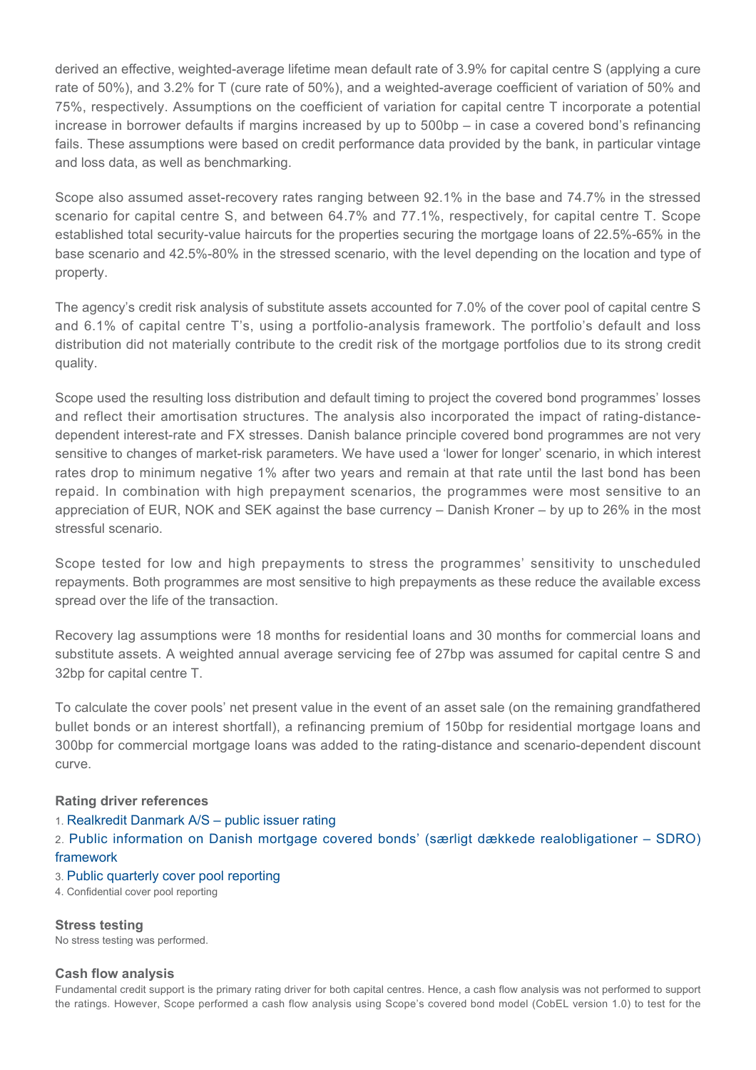derived an effective, weighted-average lifetime mean default rate of 3.9% for capital centre S (applying a cure rate of 50%), and 3.2% for T (cure rate of 50%), and a weighted-average coefficient of variation of 50% and 75%, respectively. Assumptions on the coefficient of variation for capital centre T incorporate a potential increase in borrower defaults if margins increased by up to 500bp – in case a covered bond's refinancing fails. These assumptions were based on credit performance data provided by the bank, in particular vintage and loss data, as well as benchmarking.

Scope also assumed asset-recovery rates ranging between 92.1% in the base and 74.7% in the stressed scenario for capital centre S, and between 64.7% and 77.1%, respectively, for capital centre T. Scope established total security-value haircuts for the properties securing the mortgage loans of 22.5%-65% in the base scenario and 42.5%-80% in the stressed scenario, with the level depending on the location and type of property.

The agency's credit risk analysis of substitute assets accounted for 7.0% of the cover pool of capital centre S and 6.1% of capital centre T's, using a portfolio-analysis framework. The portfolio's default and loss distribution did not materially contribute to the credit risk of the mortgage portfolios due to its strong credit quality.

Scope used the resulting loss distribution and default timing to project the covered bond programmes' losses and reflect their amortisation structures. The analysis also incorporated the impact of rating-distance-dependent interest-rate and FX stresses. Danish balance principle covered bond programmes are not very sensitive to changes of market-risk parameters. We have used a 'lower for longer' scenario, in which interest rates drop to minimum negative 1% after two years and remain at that rate until the last bond has been repaid. In combination with high prepayment scenarios, the programmes were most sensitive to an appreciation of EUR, NOK and SEK against the base currency – Danish Kroner – by up to 26% in the most stressful scenario.

Scope tested for low and high prepayments to stress the programmes' sensitivity to unscheduled repayments. Both programmes are most sensitive to high prepayments as these reduce the available excess spread over the life of the transaction.

Recovery lag assumptions were 18 months for residential loans and 30 months for commercial loans and substitute assets. A weighted annual average servicing fee of 27bp was assumed for capital centre S and 32bp for capital centre T.

To calculate the cover pools' net present value in the event of an asset sale (on the remaining grandfathered bullet bonds or an interest shortfall), a refinancing premium of 150bp for residential mortgage loans and 300bp for commercial mortgage loans was added to the rating-distance and scenario-dependent discount curve.

**Rating driver references**

1. Realkredit Danmark A/S – public issuer rating
2. Public information on Danish mortgage covered bonds' (særligt dækkede realobligationer – SDRO) framework
3. Public quarterly cover pool reporting
4. Confidential cover pool reporting

**Stress testing**

No stress testing was performed.

**Cash flow analysis**

Fundamental credit support is the primary rating driver for both capital centres. Hence, a cash flow analysis was not performed to support the ratings. However, Scope performed a cash flow analysis using Scope's covered bond model (CobEL version 1.0) to test for the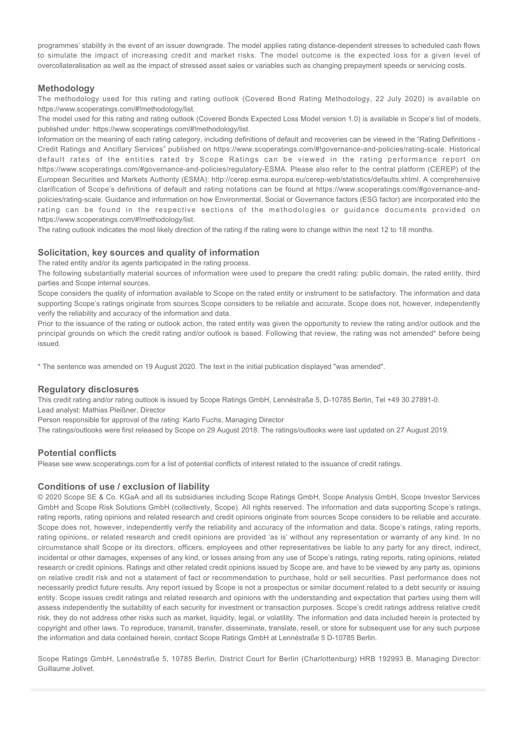programmes' stability in the event of an issuer downgrade. The model applies rating distance-dependent stresses to scheduled cash flows to simulate the impact of increasing credit and market risks. The model outcome is the expected loss for a given level of overcollateralisation as well as the impact of stressed asset sales or variables such as changing prepayment speeds or servicing costs.

## Methodology

The methodology used for this rating and rating outlook (Covered Bond Rating Methodology, 22 July 2020) is available on https://www.scoperatings.com/#!methodology/list.

The model used for this rating and rating outlook (Covered Bonds Expected Loss Model version 1.0) is available in Scope's list of models, published under: https://www.scoperatings.com/#!methodology/list.

Information on the meaning of each rating category, including definitions of default and recoveries can be viewed in the "Rating Definitions - Credit Ratings and Ancillary Services" published on https://www.scoperatings.com/#!governance-and-policies/rating-scale. Historical default rates of the entities rated by Scope Ratings can be viewed in the rating performance report on https://www.scoperatings.com/#governance-and-policies/regulatory-ESMA. Please also refer to the central platform (CEREP) of the European Securities and Markets Authority (ESMA): http://cerep.esma.europa.eu/cerep-web/statistics/defaults.xhtml. A comprehensive clarification of Scope's definitions of default and rating notations can be found at https://www.scoperatings.com/#governance-and-policies/rating-scale. Guidance and information on how Environmental, Social or Governance factors (ESG factor) are incorporated into the rating can be found in the respective sections of the methodologies or guidance documents provided on https://www.scoperatings.com/#!methodology/list.

The rating outlook indicates the most likely direction of the rating if the rating were to change within the next 12 to 18 months.

## Solicitation, key sources and quality of information

The rated entity and/or its agents participated in the rating process.

The following substantially material sources of information were used to prepare the credit rating: public domain, the rated entity, third parties and Scope internal sources.

Scope considers the quality of information available to Scope on the rated entity or instrument to be satisfactory. The information and data supporting Scope's ratings originate from sources Scope considers to be reliable and accurate. Scope does not, however, independently verify the reliability and accuracy of the information and data.

Prior to the issuance of the rating or outlook action, the rated entity was given the opportunity to review the rating and/or outlook and the principal grounds on which the credit rating and/or outlook is based. Following that review, the rating was not amended* before being issued.

* The sentence was amended on 19 August 2020. The text in the initial publication displayed "was amended".

## Regulatory disclosures

This credit rating and/or rating outlook is issued by Scope Ratings GmbH, Lennéstraße 5, D-10785 Berlin, Tel +49 30 27891-0.

Lead analyst: Mathias Pleißner, Director

Person responsible for approval of the rating: Karlo Fuchs, Managing Director

The ratings/outlooks were first released by Scope on 29 August 2018. The ratings/outlooks were last updated on 27 August 2019.

## Potential conflicts

Please see www.scoperatings.com for a list of potential conflicts of interest related to the issuance of credit ratings.

## Conditions of use / exclusion of liability

© 2020 Scope SE & Co. KGaA and all its subsidiaries including Scope Ratings GmbH, Scope Analysis GmbH, Scope Investor Services GmbH and Scope Risk Solutions GmbH (collectively, Scope). All rights reserved. The information and data supporting Scope's ratings, rating reports, rating opinions and related research and credit opinions originate from sources Scope considers to be reliable and accurate. Scope does not, however, independently verify the reliability and accuracy of the information and data. Scope's ratings, rating reports, rating opinions, or related research and credit opinions are provided 'as is' without any representation or warranty of any kind. In no circumstance shall Scope or its directors, officers, employees and other representatives be liable to any party for any direct, indirect, incidental or other damages, expenses of any kind, or losses arising from any use of Scope's ratings, rating reports, rating opinions, related research or credit opinions. Ratings and other related credit opinions issued by Scope are, and have to be viewed by any party as, opinions on relative credit risk and not a statement of fact or recommendation to purchase, hold or sell securities. Past performance does not necessarily predict future results. Any report issued by Scope is not a prospectus or similar document related to a debt security or issuing entity. Scope issues credit ratings and related research and opinions with the understanding and expectation that parties using them will assess independently the suitability of each security for investment or transaction purposes. Scope's credit ratings address relative credit risk, they do not address other risks such as market, liquidity, legal, or volatility. The information and data included herein is protected by copyright and other laws. To reproduce, transmit, transfer, disseminate, translate, resell, or store for subsequent use for any such purpose the information and data contained herein, contact Scope Ratings GmbH at Lennéstraße 5 D-10785 Berlin.

Scope Ratings GmbH, Lennéstraße 5, 10785 Berlin, District Court for Berlin (Charlottenburg) HRB 192993 B, Managing Director: Guillaume Jolivet.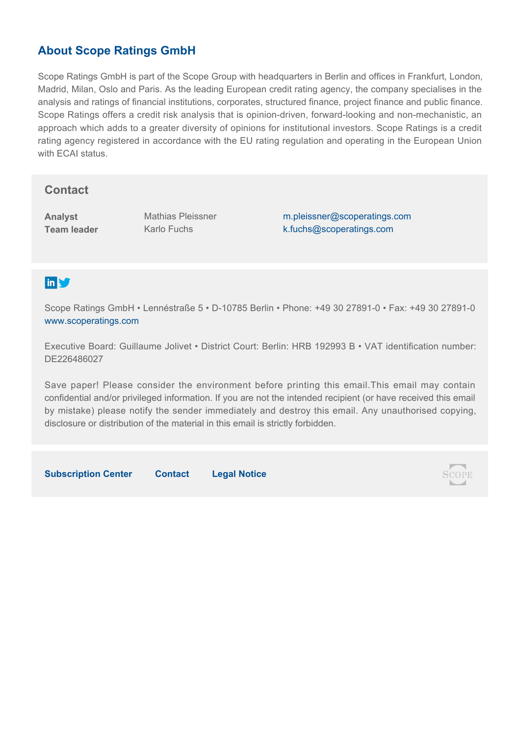## About Scope Ratings GmbH

Scope Ratings GmbH is part of the Scope Group with headquarters in Berlin and offices in Frankfurt, London, Madrid, Milan, Oslo and Paris. As the leading European credit rating agency, the company specialises in the analysis and ratings of financial institutions, corporates, structured finance, project finance and public finance. Scope Ratings offers a credit risk analysis that is opinion-driven, forward-looking and non-mechanistic, an approach which adds to a greater diversity of opinions for institutional investors. Scope Ratings is a credit rating agency registered in accordance with the EU rating regulation and operating in the European Union with ECAI status.

### Contact

| | | |
|---|---|---|
| **Analyst** | Mathias Pleissner | m.pleissner@scoperatings.com |
| **Team leader** | Karlo Fuchs | k.fuchs@scoperatings.com |

Scope Ratings GmbH • Lennéstraße 5 • D-10785 Berlin • Phone: +49 30 27891-0 • Fax: +49 30 27891-0
www.scoperatings.com

Executive Board: Guillaume Jolivet • District Court: Berlin: HRB 192993 B • VAT identification number: DE226486027

Save paper! Please consider the environment before printing this email.This email may contain confidential and/or privileged information. If you are not the intended recipient (or have received this email by mistake) please notify the sender immediately and destroy this email. Any unauthorised copying, disclosure or distribution of the material in this email is strictly forbidden.

**Subscription Center** **Contact** **Legal Notice**